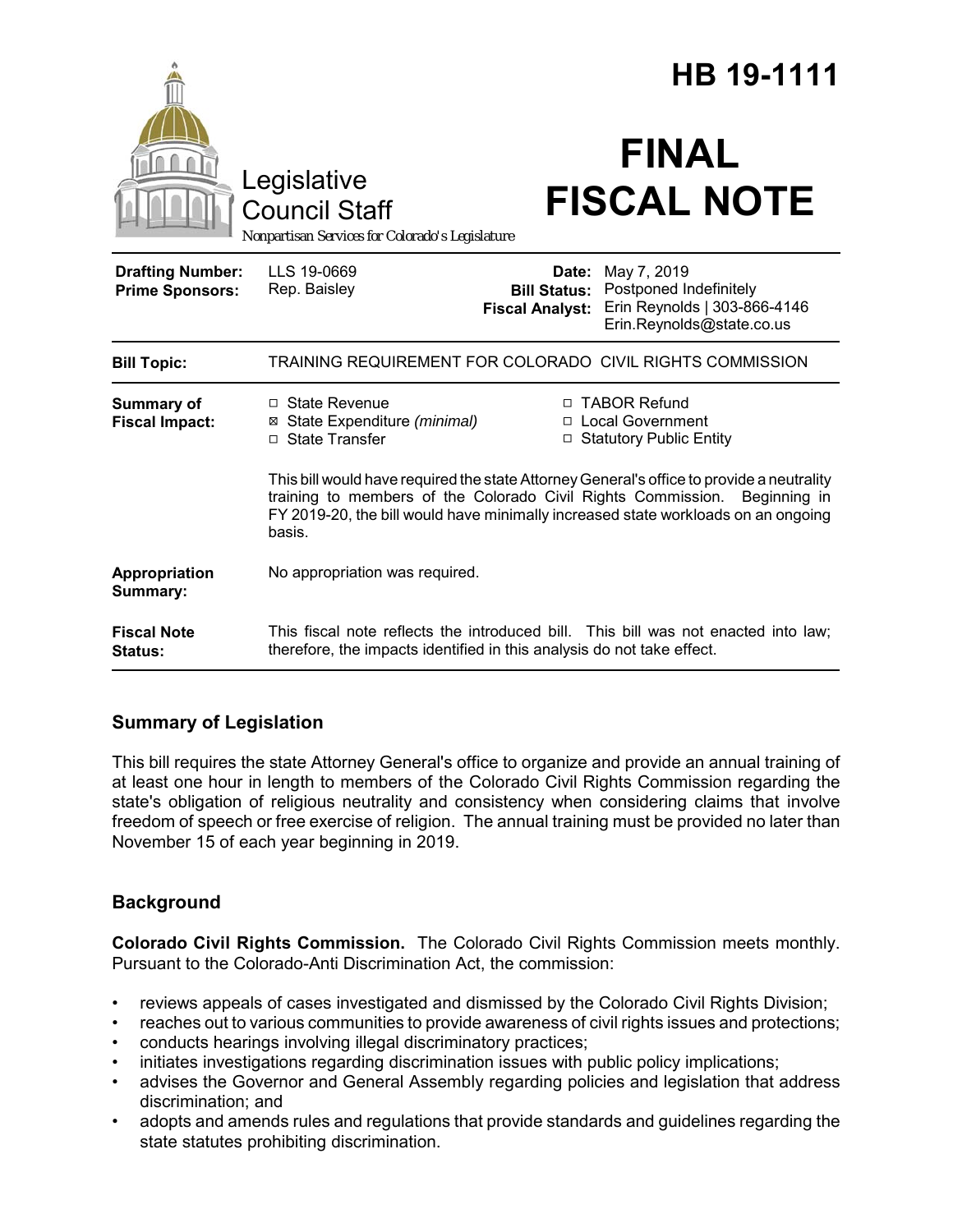# HB 19-1111

Legislative Council Staff

*Nonpartisan Services for Colorado's Legislature*

# FINAL FISCAL NOTE

| | | | |
|---|---|---|---|
| **Drafting Number:** | LLS 19-0669 | **Date:** | May 7, 2019 |
| **Prime Sponsors:** | Rep. Baisley | **Bill Status:** | Postponed Indefinitely |
| | | **Fiscal Analyst:** | Erin Reynolds \| 303-866-4146 Erin.Reynolds@state.co.us |

| | |
|---|---|
| **Bill Topic:** | TRAINING REQUIREMENT FOR COLORADO CIVIL RIGHTS COMMISSION |
| **Summary of Fiscal Impact:** | ☐ State Revenue<br>☒ State Expenditure *(minimal)*<br>☐ State Transfer<br>☐ TABOR Refund<br>☐ Local Government<br>☐ Statutory Public Entity<br><br>This bill would have required the state Attorney General's office to provide a neutrality training to members of the Colorado Civil Rights Commission. Beginning in FY 2019-20, the bill would have minimally increased state workloads on an ongoing basis. |
| **Appropriation Summary:** | No appropriation was required. |
| **Fiscal Note Status:** | This fiscal note reflects the introduced bill. This bill was not enacted into law; therefore, the impacts identified in this analysis do not take effect. |

## Summary of Legislation

This bill requires the state Attorney General's office to organize and provide an annual training of at least one hour in length to members of the Colorado Civil Rights Commission regarding the state's obligation of religious neutrality and consistency when considering claims that involve freedom of speech or free exercise of religion. The annual training must be provided no later than November 15 of each year beginning in 2019.

## Background

**Colorado Civil Rights Commission.** The Colorado Civil Rights Commission meets monthly. Pursuant to the Colorado-Anti Discrimination Act, the commission:

- reviews appeals of cases investigated and dismissed by the Colorado Civil Rights Division;
- reaches out to various communities to provide awareness of civil rights issues and protections;
- conducts hearings involving illegal discriminatory practices;
- initiates investigations regarding discrimination issues with public policy implications;
- advises the Governor and General Assembly regarding policies and legislation that address discrimination; and
- adopts and amends rules and regulations that provide standards and guidelines regarding the state statutes prohibiting discrimination.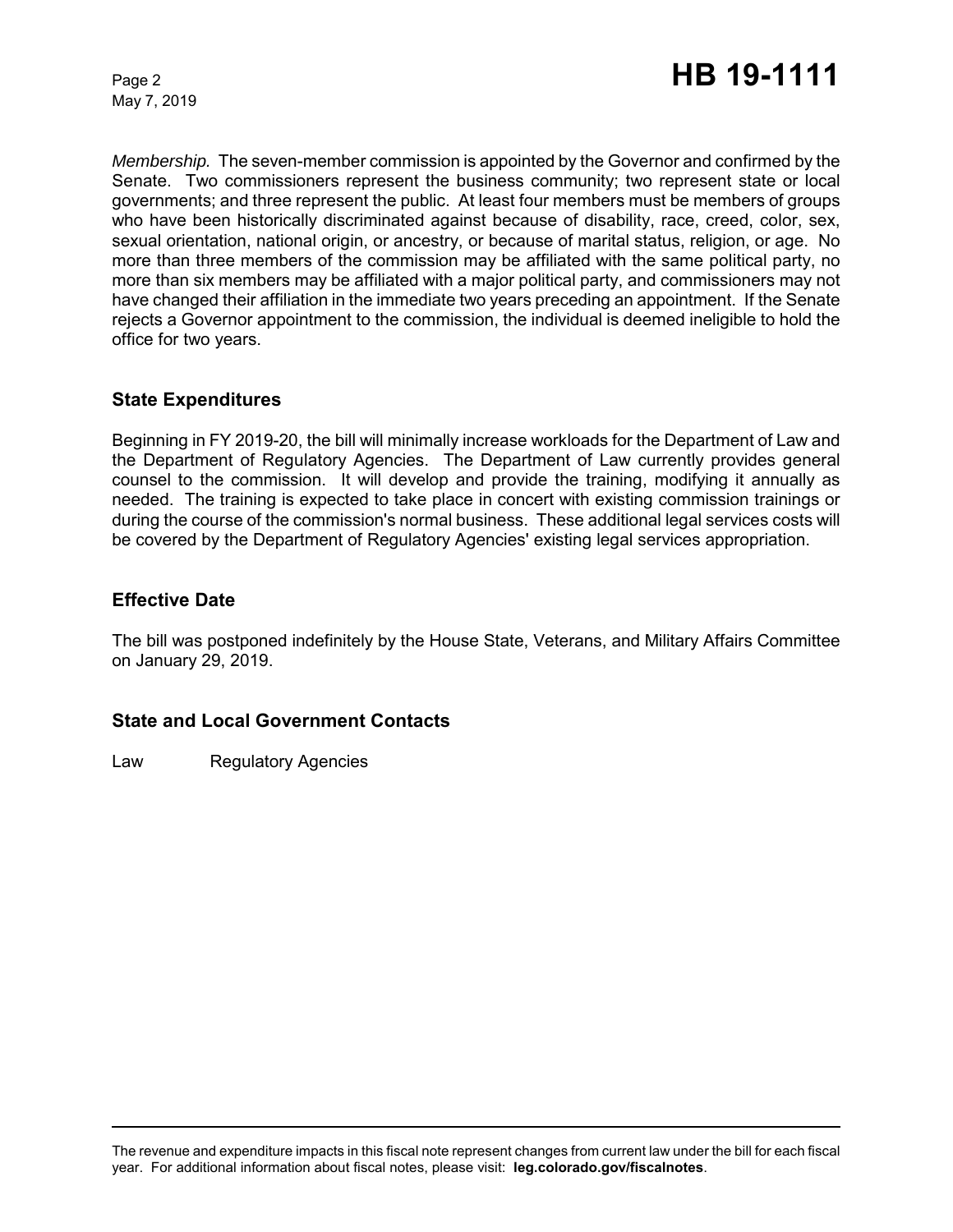*Membership.* The seven-member commission is appointed by the Governor and confirmed by the Senate. Two commissioners represent the business community; two represent state or local governments; and three represent the public. At least four members must be members of groups who have been historically discriminated against because of disability, race, creed, color, sex, sexual orientation, national origin, or ancestry, or because of marital status, religion, or age. No more than three members of the commission may be affiliated with the same political party, no more than six members may be affiliated with a major political party, and commissioners may not have changed their affiliation in the immediate two years preceding an appointment. If the Senate rejects a Governor appointment to the commission, the individual is deemed ineligible to hold the office for two years.

## State Expenditures

Beginning in FY 2019-20, the bill will minimally increase workloads for the Department of Law and the Department of Regulatory Agencies. The Department of Law currently provides general counsel to the commission. It will develop and provide the training, modifying it annually as needed. The training is expected to take place in concert with existing commission trainings or during the course of the commission's normal business. These additional legal services costs will be covered by the Department of Regulatory Agencies' existing legal services appropriation.

## Effective Date

The bill was postponed indefinitely by the House State, Veterans, and Military Affairs Committee on January 29, 2019.

## State and Local Government Contacts

Law Regulatory Agencies

The revenue and expenditure impacts in this fiscal note represent changes from current law under the bill for each fiscal year. For additional information about fiscal notes, please visit: **leg.colorado.gov/fiscalnotes**.